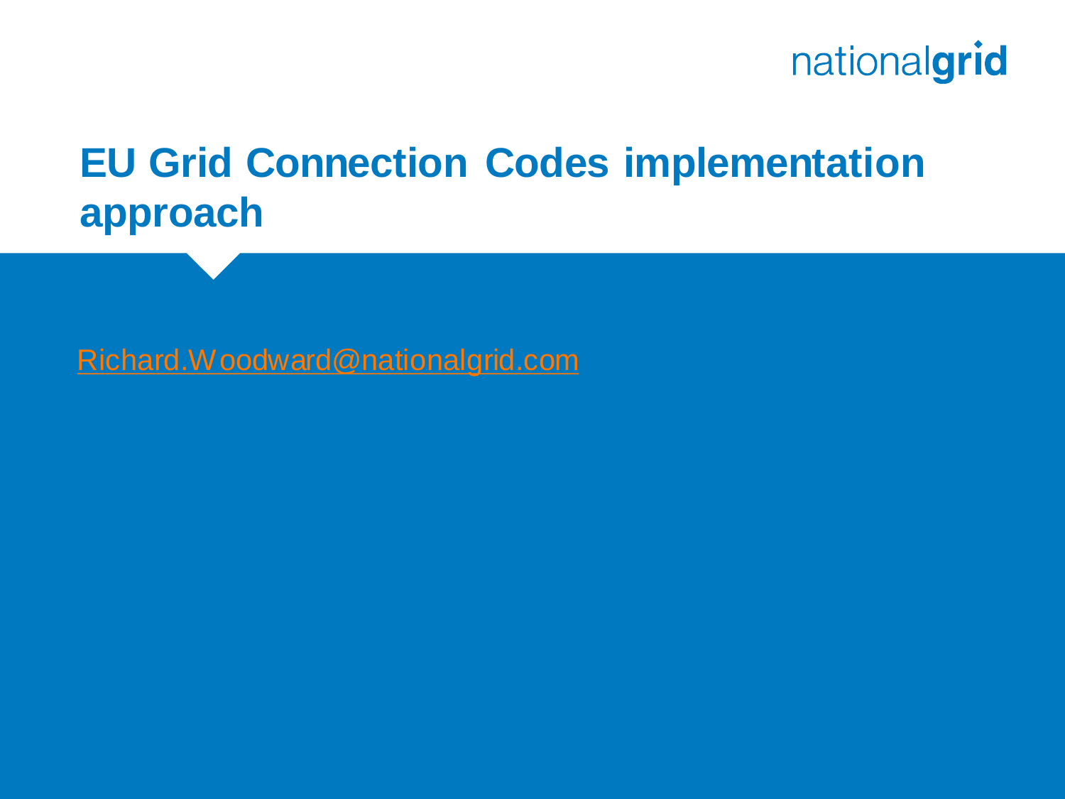nationalgrid

# EU Grid Connection Codes implementation approach

Richard.Woodward@nationalgrid.com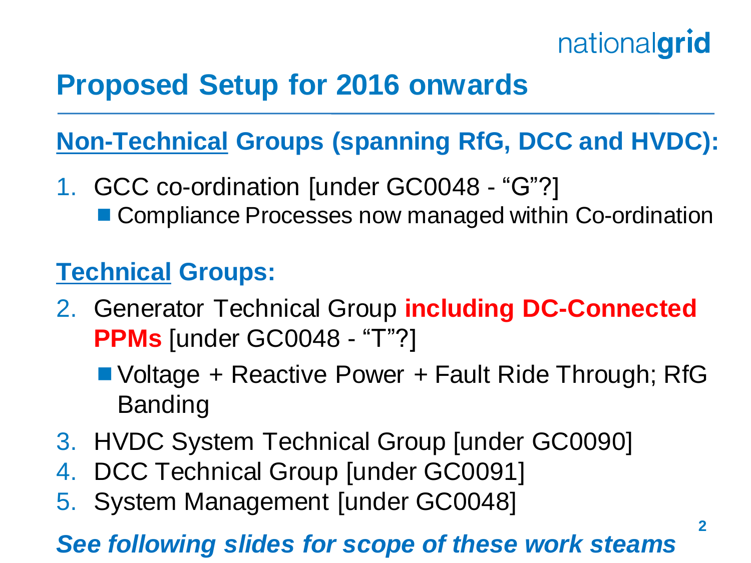# Proposed Setup for 2016 onwards

## Non-Technical Groups (spanning RfG, DCC and HVDC):

1. GCC co-ordination [under GC0048 - “G”?]
   - Compliance Processes now managed within Co-ordination

## Technical Groups:

2. Generator Technical Group **including DC-Connected PPMs** [under GC0048 - “T”?]
   - Voltage + Reactive Power + Fault Ride Through; RfG Banding
3. HVDC System Technical Group [under GC0090]
4. DCC Technical Group [under GC0091]
5. System Management [under GC0048]

***See following slides for scope of these work steams***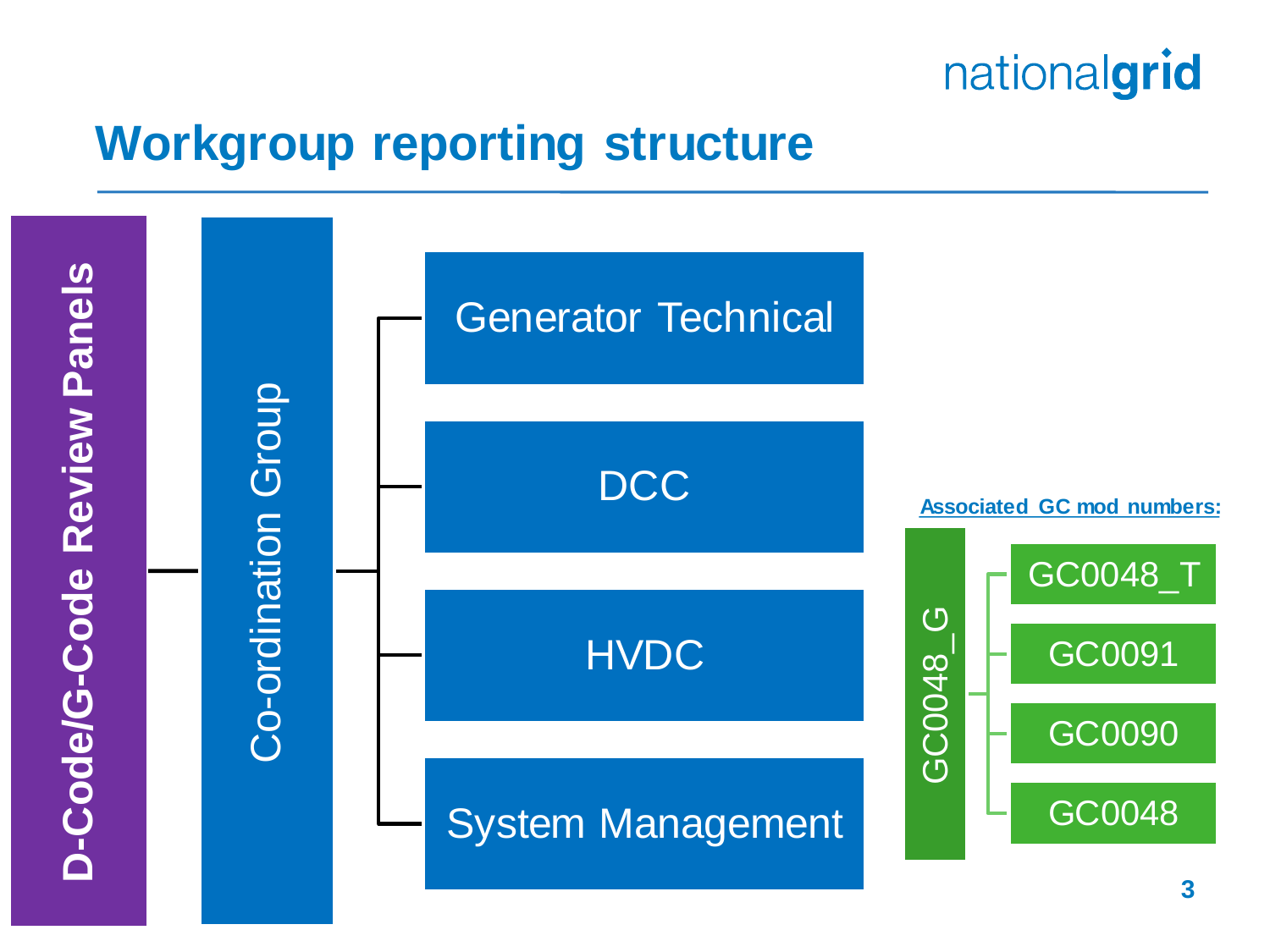# Workgroup reporting structure

- **D-Code/G-Code Review Panels**
  - Co-ordination Group
    - Generator Technical
    - DCC
    - HVDC
    - System Management

**Associated GC mod numbers:**

- GC0048_G
  - GC0048_T
  - GC0091
  - GC0090
  - GC0048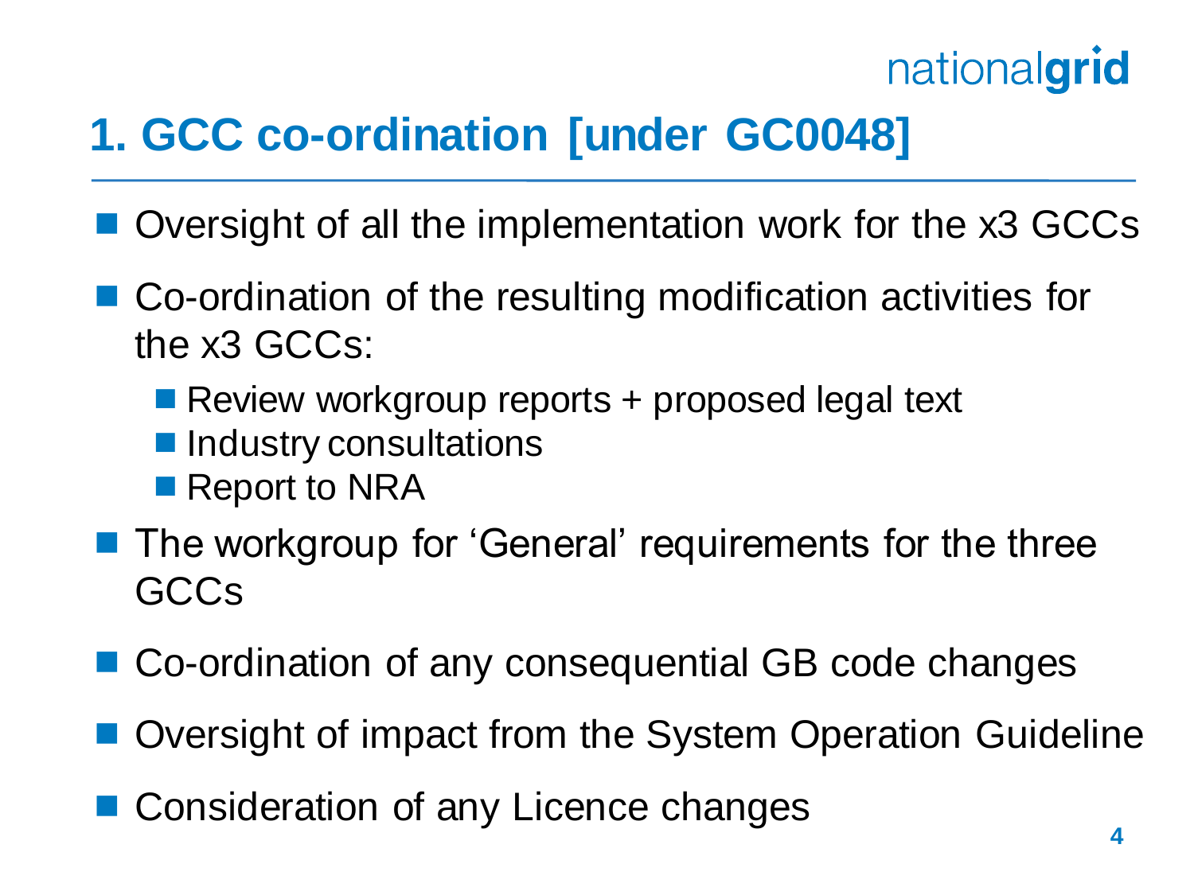# 1. GCC co-ordination [under GC0048]

- Oversight of all the implementation work for the x3 GCCs
- Co-ordination of the resulting modification activities for the x3 GCCs:
  - Review workgroup reports + proposed legal text
  - Industry consultations
  - Report to NRA
- The workgroup for 'General' requirements for the three GCCs
- Co-ordination of any consequential GB code changes
- Oversight of impact from the System Operation Guideline
- Consideration of any Licence changes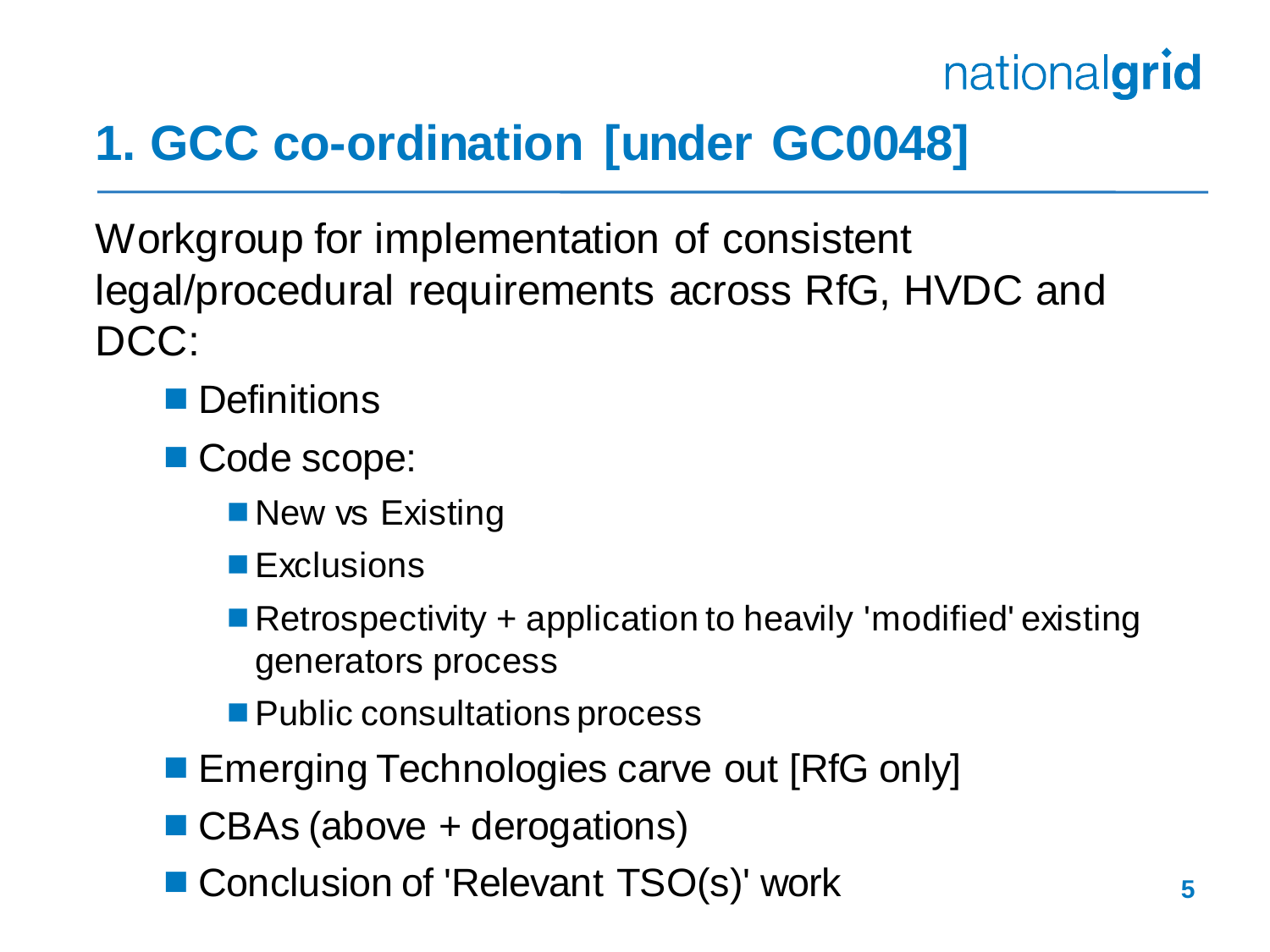# 1. GCC co-ordination [under GC0048]

Workgroup for implementation of consistent legal/procedural requirements across RfG, HVDC and DCC:

- Definitions
- Code scope:
  - New vs Existing
  - Exclusions
  - Retrospectivity + application to heavily 'modified' existing generators process
  - Public consultations process
- Emerging Technologies carve out [RfG only]
- CBAs (above + derogations)
- Conclusion of 'Relevant TSO(s)' work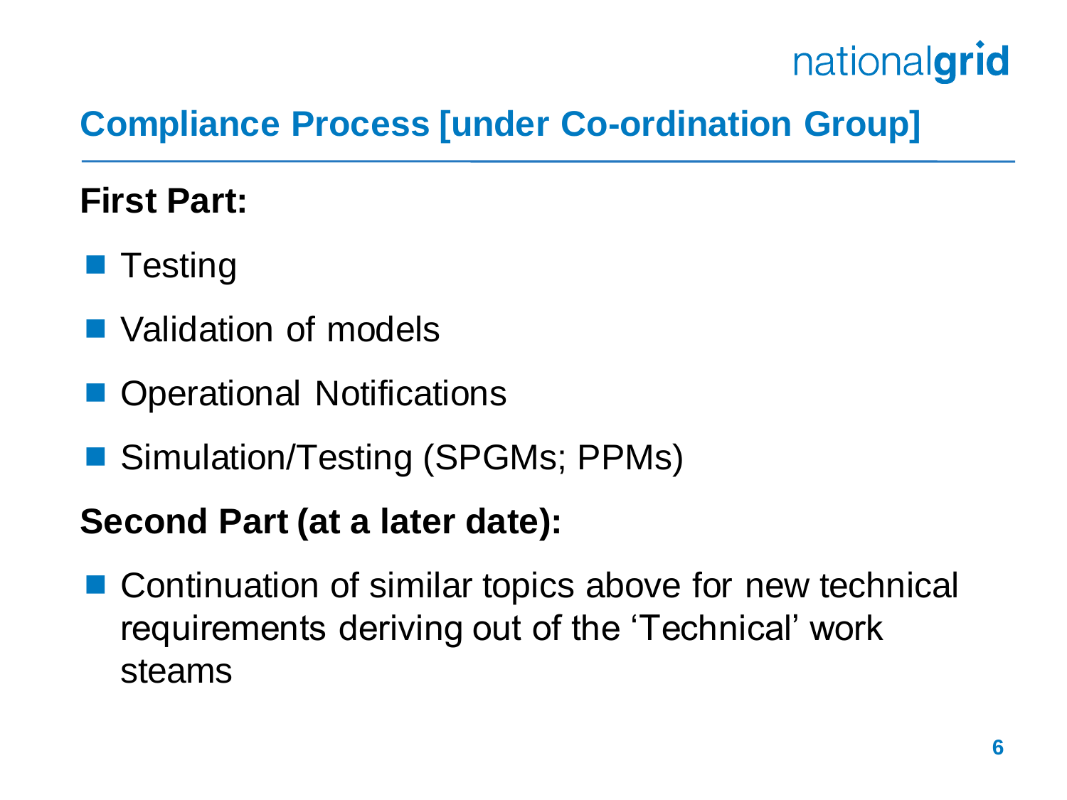## Compliance Process [under Co-ordination Group]

**First Part:**

- Testing
- Validation of models
- Operational Notifications
- Simulation/Testing (SPGMs; PPMs)

**Second Part (at a later date):**

- Continuation of similar topics above for new technical requirements deriving out of the 'Technical' work steams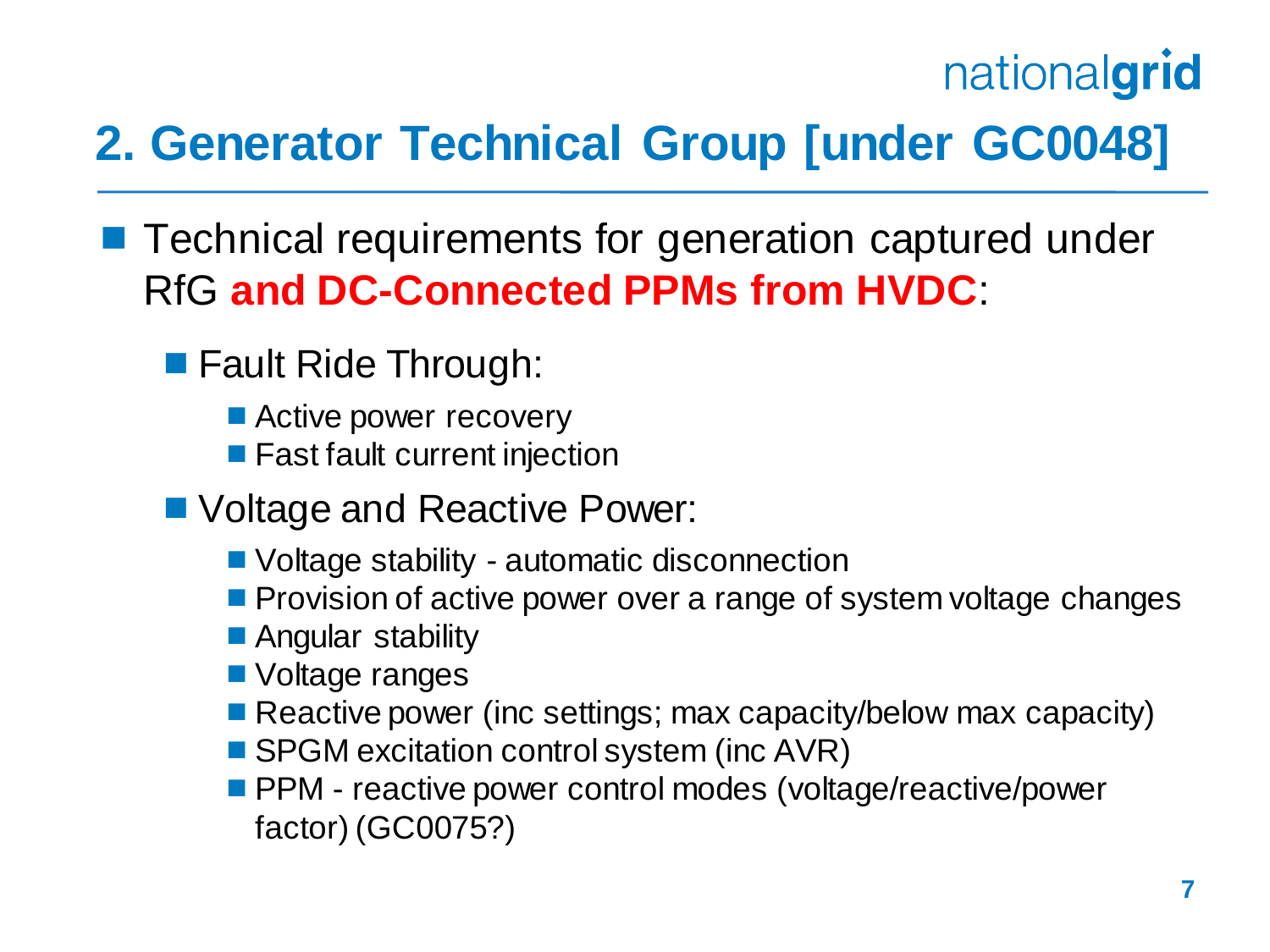## 2. Generator Technical Group [under GC0048]

- Technical requirements for generation captured under RfG **and DC-Connected PPMs from HVDC**:
  - Fault Ride Through:
    - Active power recovery
    - Fast fault current injection
  - Voltage and Reactive Power:
    - Voltage stability - automatic disconnection
    - Provision of active power over a range of system voltage changes
    - Angular stability
    - Voltage ranges
    - Reactive power (inc settings; max capacity/below max capacity)
    - SPGM excitation control system (inc AVR)
    - PPM - reactive power control modes (voltage/reactive/power factor) (GC0075?)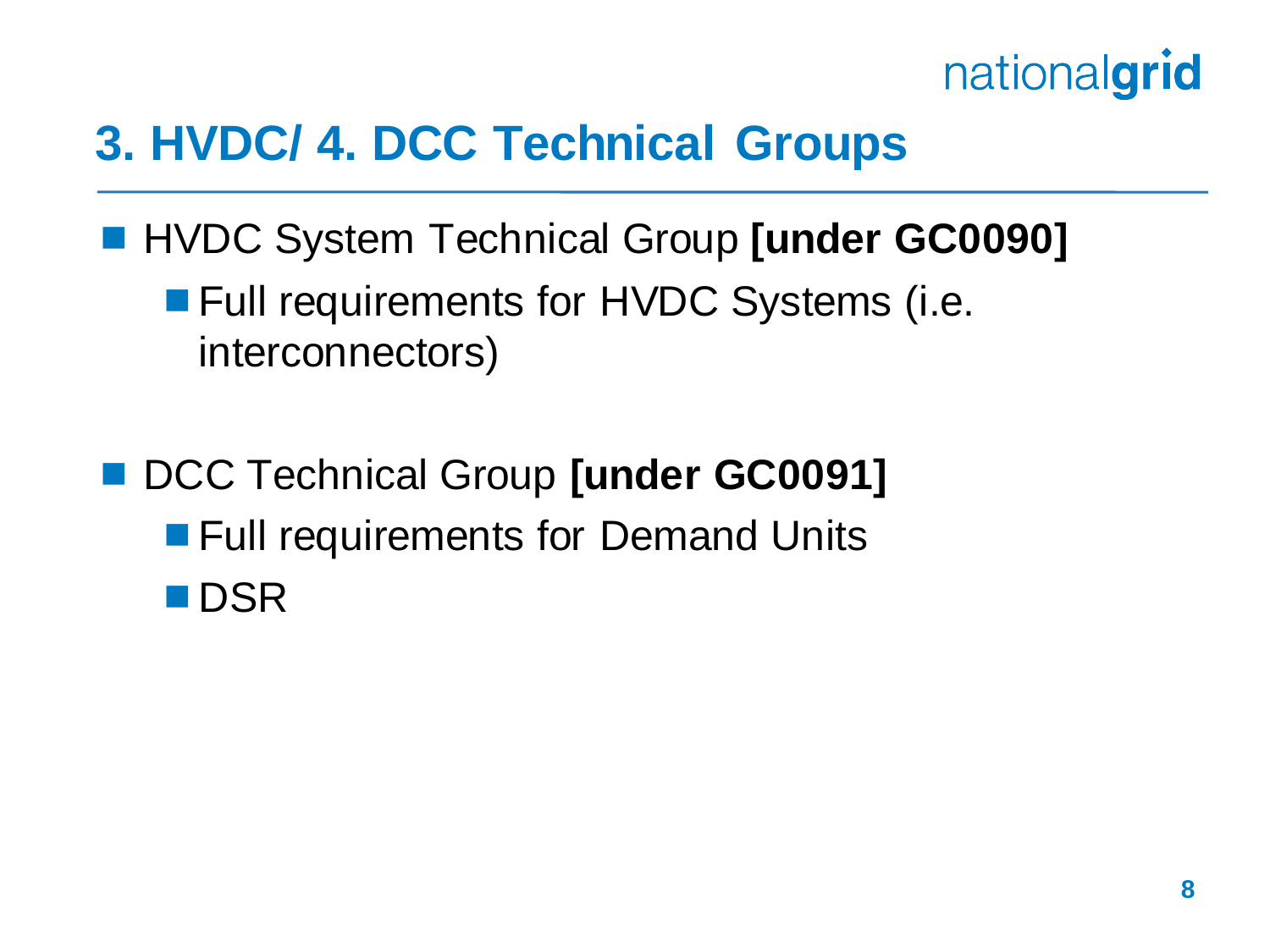# 3. HVDC/ 4. DCC Technical Groups

- HVDC System Technical Group **[under GC0090]**
  - Full requirements for HVDC Systems (i.e. interconnectors)

- DCC Technical Group **[under GC0091]**
  - Full requirements for Demand Units
  - DSR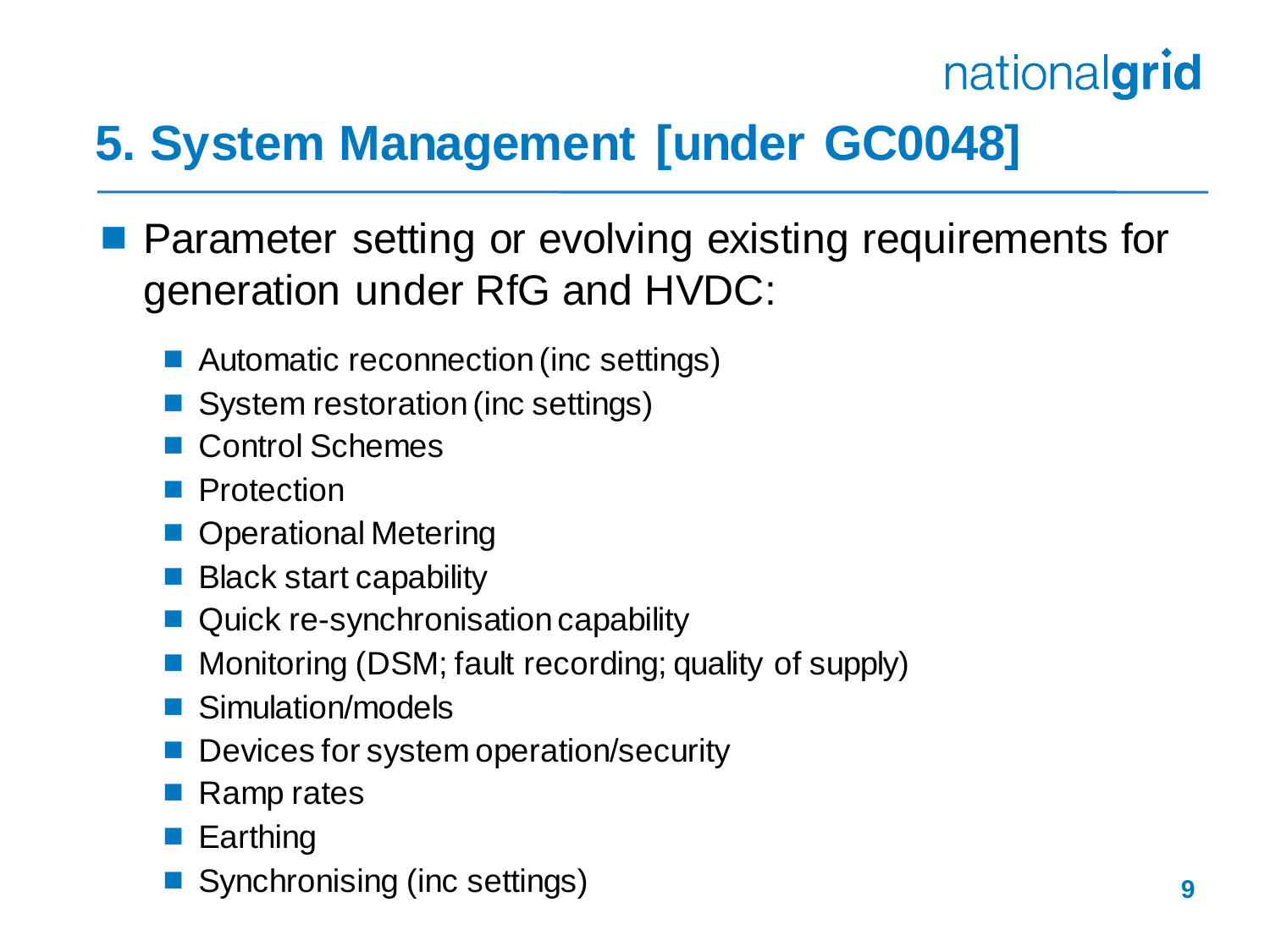# 5. System Management [under GC0048]

- Parameter setting or evolving existing requirements for generation under RfG and HVDC:
  - Automatic reconnection (inc settings)
  - System restoration (inc settings)
  - Control Schemes
  - Protection
  - Operational Metering
  - Black start capability
  - Quick re-synchronisation capability
  - Monitoring (DSM; fault recording; quality of supply)
  - Simulation/models
  - Devices for system operation/security
  - Ramp rates
  - Earthing
  - Synchronising (inc settings)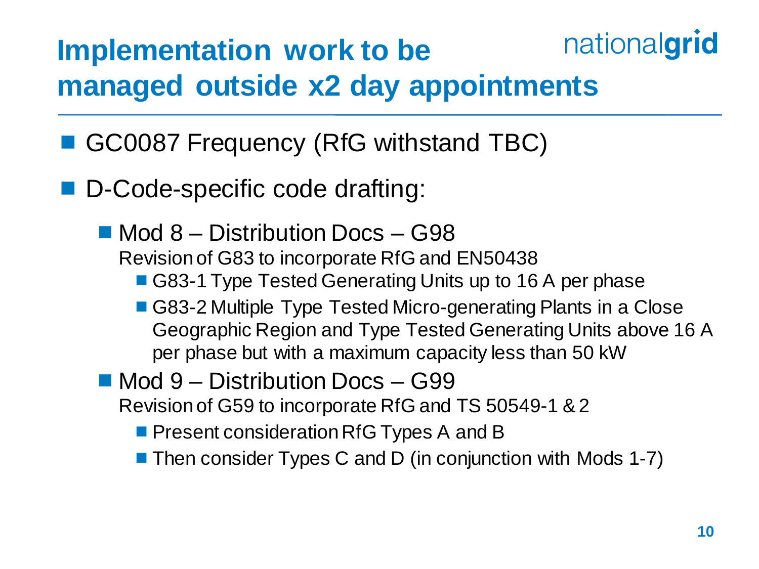# Implementation work to be managed outside x2 day appointments

- GC0087 Frequency (RfG withstand TBC)
- D-Code-specific code drafting:
  - Mod 8 – Distribution Docs – G98
    Revision of G83 to incorporate RfG and EN50438
    - G83-1 Type Tested Generating Units up to 16 A per phase
    - G83-2 Multiple Type Tested Micro-generating Plants in a Close Geographic Region and Type Tested Generating Units above 16 A per phase but with a maximum capacity less than 50 kW
  - Mod 9 – Distribution Docs – G99
    Revision of G59 to incorporate RfG and TS 50549-1 & 2
    - Present consideration RfG Types A and B
    - Then consider Types C and D (in conjunction with Mods 1-7)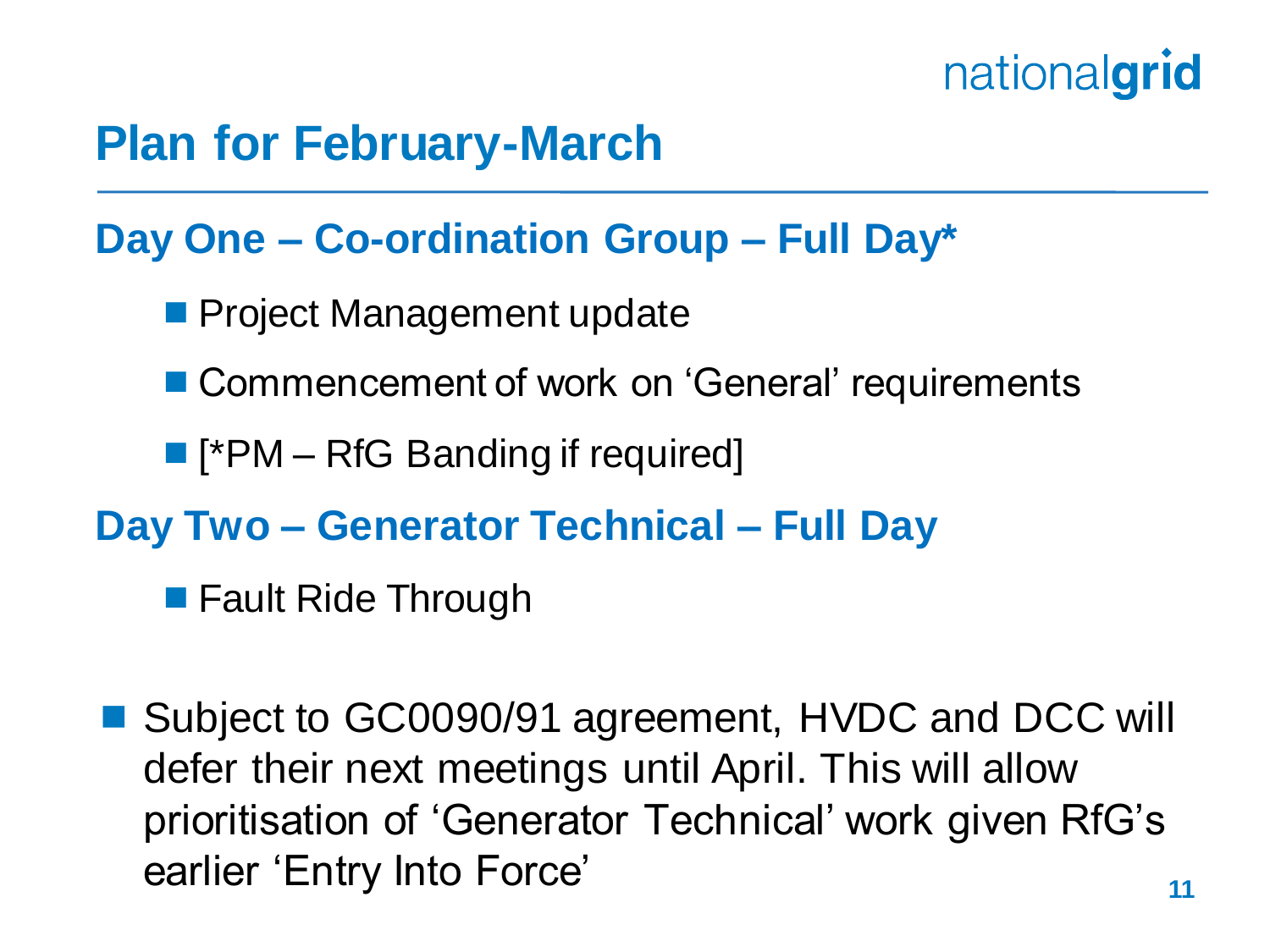# Plan for February-March

## Day One – Co-ordination Group – Full Day*

- Project Management update
- Commencement of work on 'General' requirements
- [*PM – RfG Banding if required]

## Day Two – Generator Technical – Full Day

- Fault Ride Through

- Subject to GC0090/91 agreement, HVDC and DCC will defer their next meetings until April. This will allow prioritisation of 'Generator Technical' work given RfG's earlier 'Entry Into Force'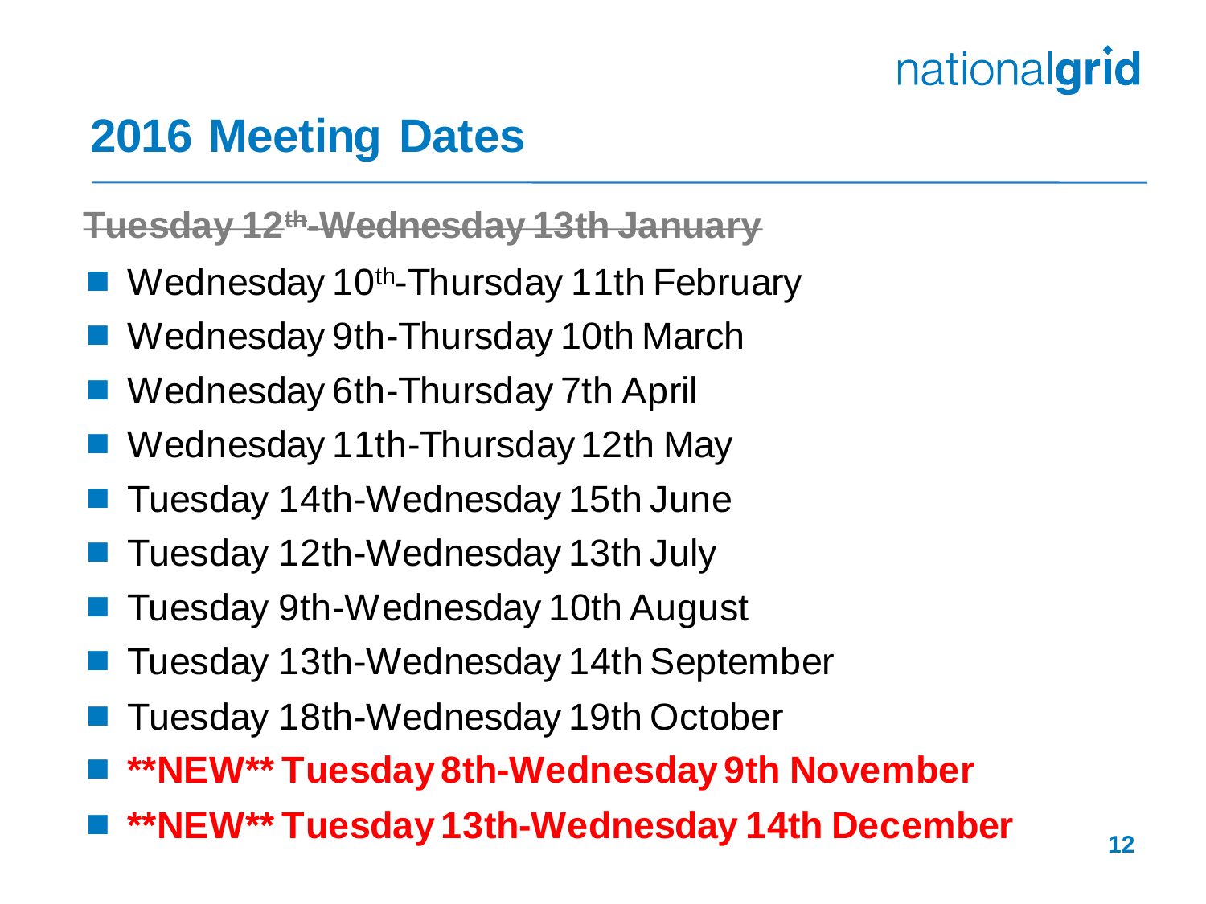# 2016 Meeting Dates

~~Tuesday 12th-Wednesday 13th January~~

- Wednesday 10th-Thursday 11th February
- Wednesday 9th-Thursday 10th March
- Wednesday 6th-Thursday 7th April
- Wednesday 11th-Thursday 12th May
- Tuesday 14th-Wednesday 15th June
- Tuesday 12th-Wednesday 13th July
- Tuesday 9th-Wednesday 10th August
- Tuesday 13th-Wednesday 14th September
- Tuesday 18th-Wednesday 19th October
- **\*\*NEW\*\* Tuesday 8th-Wednesday 9th November**
- **\*\*NEW\*\* Tuesday 13th-Wednesday 14th December**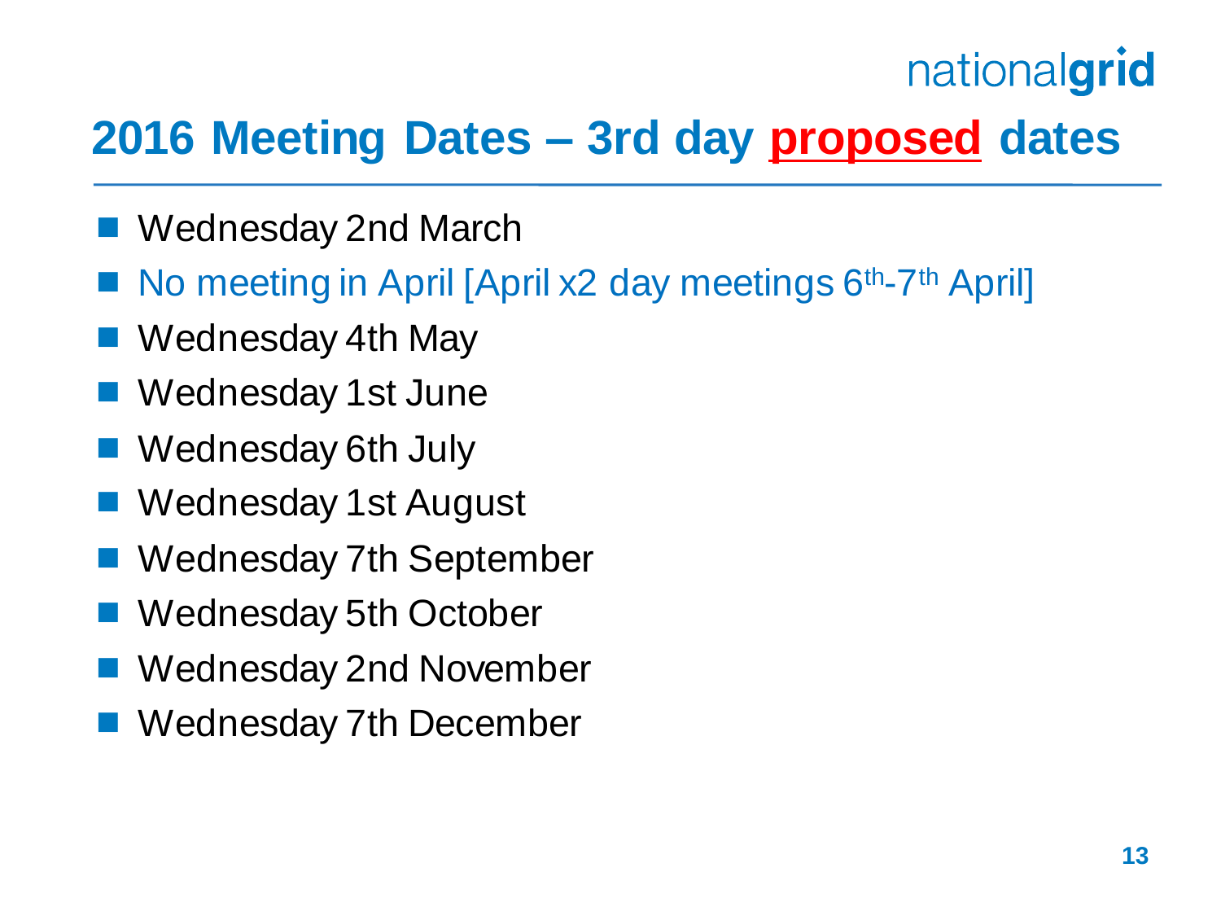nationalgrid

# 2016 Meeting Dates – 3rd day **proposed** dates

- Wednesday 2nd March
- No meeting in April [April x2 day meetings 6th-7th April]
- Wednesday 4th May
- Wednesday 1st June
- Wednesday 6th July
- Wednesday 1st August
- Wednesday 7th September
- Wednesday 5th October
- Wednesday 2nd November
- Wednesday 7th December